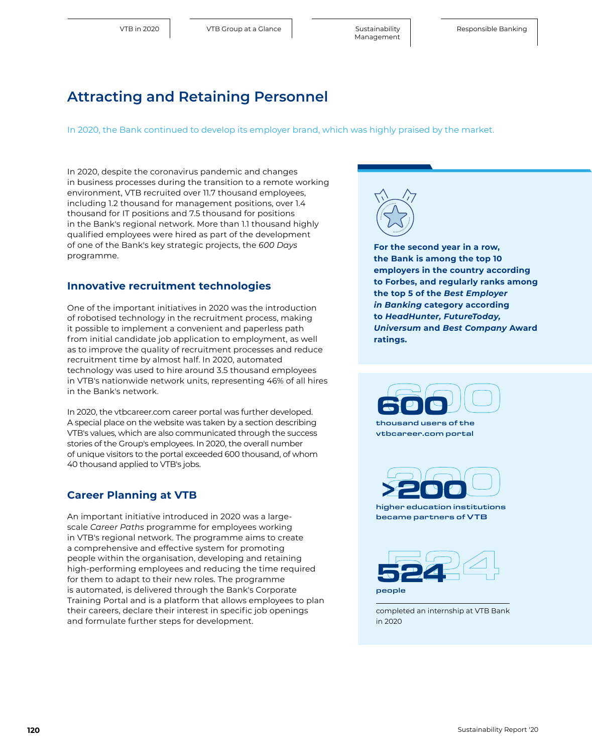# Attracting and Retaining Personnel

In 2020, the Bank continued to develop its employer brand, which was highly praised by the market.

In 2020, despite the coronavirus pandemic and changes in business processes during the transition to a remote working environment, VTB recruited over 11.7 thousand employees, including 1.2 thousand for management positions, over 1.4 thousand for IT positions and 7.5 thousand for positions in the Bank's regional network. More than 1.1 thousand highly qualified employees were hired as part of the development of one of the Bank's key strategic projects, the *600 Days* programme.

## Innovative recruitment technologies

One of the important initiatives in 2020 was the introduction of robotised technology in the recruitment process, making it possible to implement a convenient and paperless path from initial candidate job application to employment, as well as to improve the quality of recruitment processes and reduce recruitment time by almost half. In 2020, automated technology was used to hire around 3.5 thousand employees in VTB's nationwide network units, representing 46% of all hires in the Bank's network.

In 2020, the vtbcareer.com career portal was further developed. A special place on the website was taken by a section describing VTB's values, which are also communicated through the success stories of the Group's employees. In 2020, the overall number of unique visitors to the portal exceeded 600 thousand, of whom 40 thousand applied to VTB's jobs.

## Career Planning at VTB

An important initiative introduced in 2020 was a large-scale *Career Paths* programme for employees working in VTB's regional network. The programme aims to create a comprehensive and effective system for promoting people within the organisation, developing and retaining high-performing employees and reducing the time required for them to adapt to their new roles. The programme is automated, is delivered through the Bank's Corporate Training Portal and is a platform that allows employees to plan their careers, declare their interest in specific job openings and formulate further steps for development.

**For the second year in a row, the Bank is among the top 10 employers in the country according to Forbes, and regularly ranks among the top 5 of the *Best Employer in Banking* category according to *HeadHunter, FutureToday, Universum* and *Best Company* Award ratings.**

**600**

thousand users of the vtbcareer.com portal

**>200**

higher education institutions became partners of VTB

**524**

people

completed an internship at VTB Bank in 2020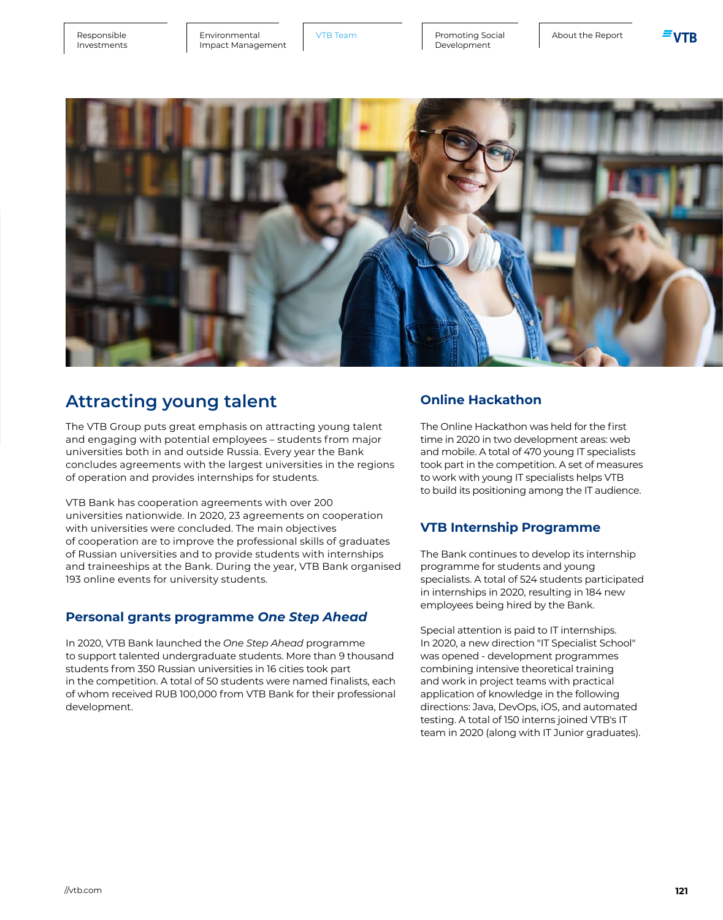## Attracting young talent

The VTB Group puts great emphasis on attracting young talent and engaging with potential employees – students from major universities both in and outside Russia. Every year the Bank concludes agreements with the largest universities in the regions of operation and provides internships for students.

VTB Bank has cooperation agreements with over 200 universities nationwide. In 2020, 23 agreements on cooperation with universities were concluded. The main objectives of cooperation are to improve the professional skills of graduates of Russian universities and to provide students with internships and traineeships at the Bank. During the year, VTB Bank organised 193 online events for university students.

### Personal grants programme *One Step Ahead*

In 2020, VTB Bank launched the *One Step Ahead* programme to support talented undergraduate students. More than 9 thousand students from 350 Russian universities in 16 cities took part in the competition. A total of 50 students were named finalists, each of whom received RUB 100,000 from VTB Bank for their professional development.

### Online Hackathon

The Online Hackathon was held for the first time in 2020 in two development areas: web and mobile. A total of 470 young IT specialists took part in the competition. A set of measures to work with young IT specialists helps VTB to build its positioning among the IT audience.

### VTB Internship Programme

The Bank continues to develop its internship programme for students and young specialists. A total of 524 students participated in internships in 2020, resulting in 184 new employees being hired by the Bank.

Special attention is paid to IT internships. In 2020, a new direction "IT Specialist School" was opened - development programmes combining intensive theoretical training and work in project teams with practical application of knowledge in the following directions: Java, DevOps, iOS, and automated testing. A total of 150 interns joined VTB's IT team in 2020 (along with IT Junior graduates).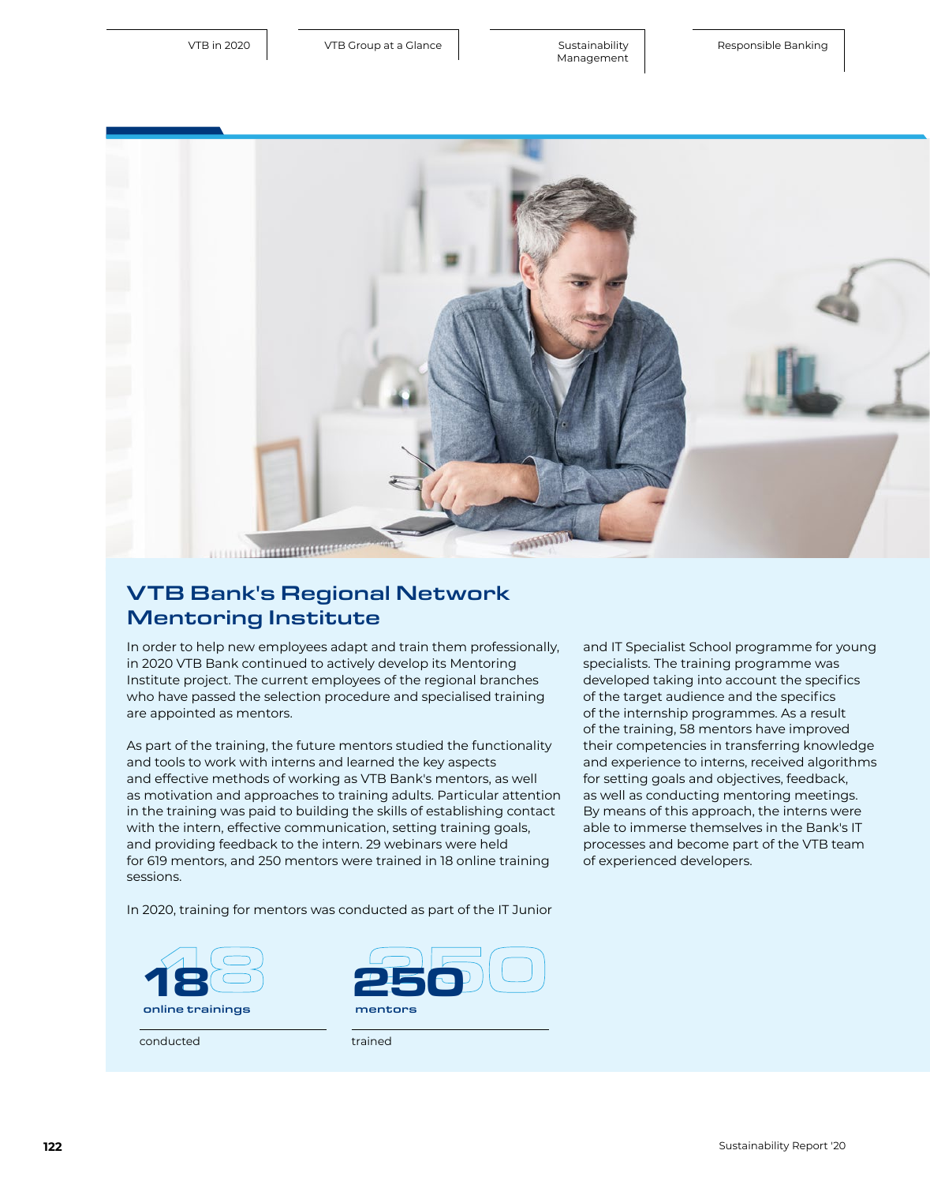## VTB Bank's Regional Network Mentoring Institute

In order to help new employees adapt and train them professionally, in 2020 VTB Bank continued to actively develop its Mentoring Institute project. The current employees of the regional branches who have passed the selection procedure and specialised training are appointed as mentors.

As part of the training, the future mentors studied the functionality and tools to work with interns and learned the key aspects and effective methods of working as VTB Bank's mentors, as well as motivation and approaches to training adults. Particular attention in the training was paid to building the skills of establishing contact with the intern, effective communication, setting training goals, and providing feedback to the intern. 29 webinars were held for 619 mentors, and 250 mentors were trained in 18 online training sessions.

In 2020, training for mentors was conducted as part of the IT Junior and IT Specialist School programme for young specialists. The training programme was developed taking into account the specifics of the target audience and the specifics of the internship programmes. As a result of the training, 58 mentors have improved their competencies in transferring knowledge and experience to interns, received algorithms for setting goals and objectives, feedback, as well as conducting mentoring meetings. By means of this approach, the interns were able to immerse themselves in the Bank's IT processes and become part of the VTB team of experienced developers.

**18** online trainings

conducted

**250** mentors

trained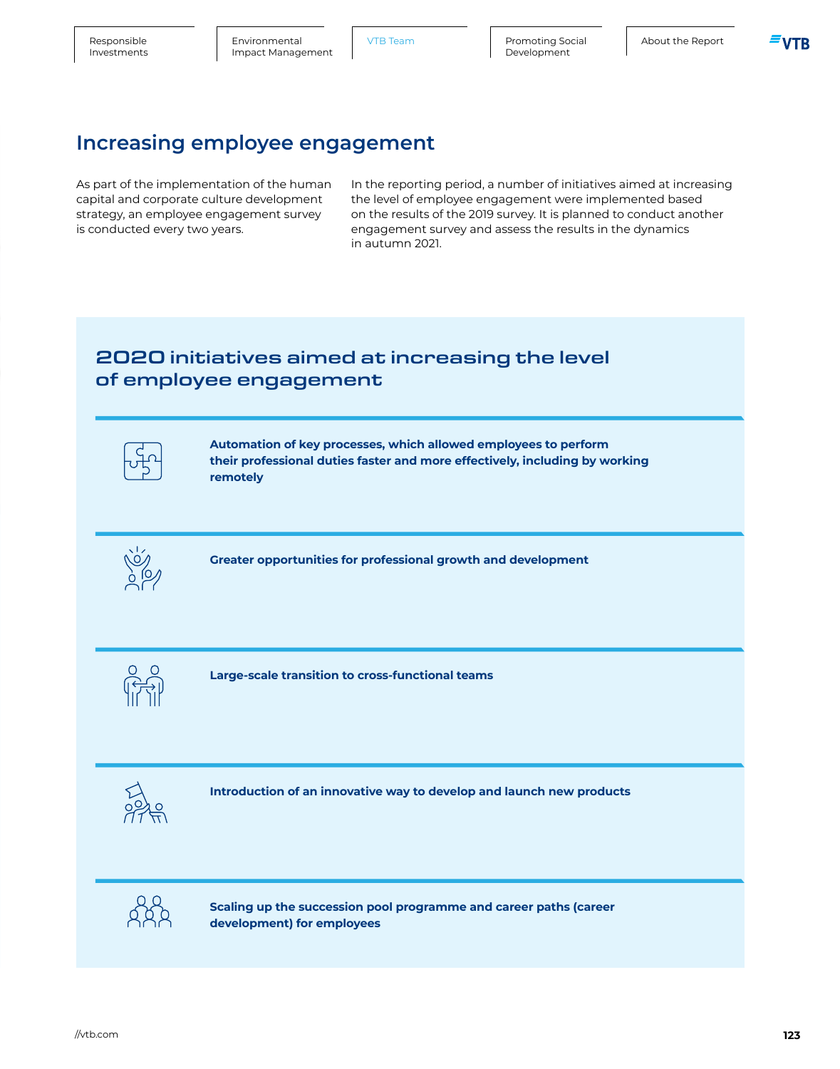## Increasing employee engagement

As part of the implementation of the human capital and corporate culture development strategy, an employee engagement survey is conducted every two years.

In the reporting period, a number of initiatives aimed at increasing the level of employee engagement were implemented based on the results of the 2019 survey. It is planned to conduct another engagement survey and assess the results in the dynamics in autumn 2021.

### 2020 initiatives aimed at increasing the level of employee engagement

- **Automation of key processes, which allowed employees to perform their professional duties faster and more effectively, including by working remotely**
- **Greater opportunities for professional growth and development**
- **Large-scale transition to cross-functional teams**
- **Introduction of an innovative way to develop and launch new products**
- **Scaling up the succession pool programme and career paths (career development) for employees**